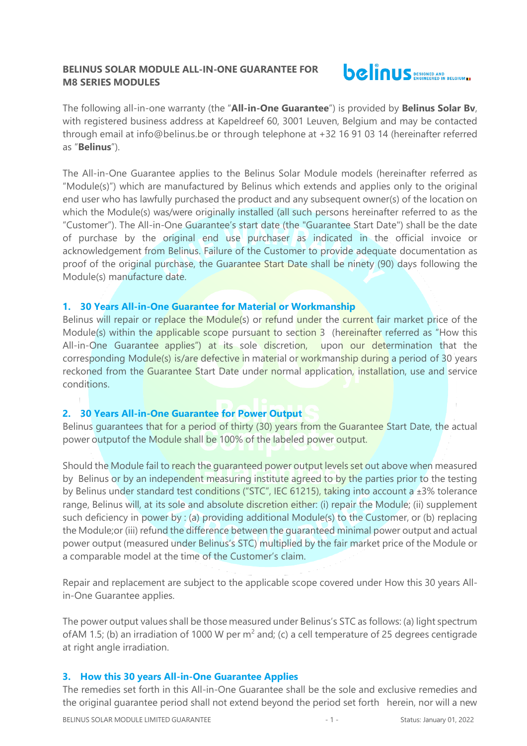## BELINUS SOLAR MODULE ALL-IN-ONE GUARANTEE FOR M8 SERIES MODULES

The following all-in-one warranty (the "**All-in-One Guarantee**") is provided by **Belinus Solar Bv**, with registered business address at Kapeldreef 60, 3001 Leuven, Belgium and may be contacted through email at info@belinus.be or through telephone at +32 16 91 03 14 (hereinafter referred as "**Belinus**").

The All-in-One Guarantee applies to the Belinus Solar Module models (hereinafter referred as "Module(s)") which are manufactured by Belinus which extends and applies only to the original end user who has lawfully purchased the product and any subsequent owner(s) of the location on which the Module(s) was/were originally installed (all such persons hereinafter referred to as the "Customer"). The All-in-One Guarantee's start date (the "Guarantee Start Date") shall be the date of purchase by the original end use purchaser as indicated in the official invoice or acknowledgement from Belinus. Failure of the Customer to provide adequate documentation as proof of the original purchase, the Guarantee Start Date shall be ninety (90) days following the Module(s) manufacture date.

### 1. 30 Years All-in-One Guarantee for Material or Workmanship

Belinus will repair or replace the Module(s) or refund under the current fair market price of the Module(s) within the applicable scope pursuant to section 3 (hereinafter referred as "How this All-in-One Guarantee applies") at its sole discretion, upon our determination that the corresponding Module(s) is/are defective in material or workmanship during a period of 30 years reckoned from the Guarantee Start Date under normal application, installation, use and service conditions.

### 2. 30 Years All-in-One Guarantee for Power Output

Belinus guarantees that for a period of thirty (30) years from the Guarantee Start Date, the actual power outputof the Module shall be 100% of the labeled power output.

Should the Module fail to reach the guaranteed power output levels set out above when measured by Belinus or by an independent measuring institute agreed to by the parties prior to the testing by Belinus under standard test conditions ("STC", IEC 61215), taking into account a ±3% tolerance range, Belinus will, at its sole and absolute discretion either: (i) repair the Module; (ii) supplement such deficiency in power by : (a) providing additional Module(s) to the Customer, or (b) replacing the Module;or (iii) refund the difference between the guaranteed minimal power output and actual power output (measured under Belinus's STC) multiplied by the fair market price of the Module or a comparable model at the time of the Customer's claim.

Repair and replacement are subject to the applicable scope covered under How this 30 years All-in-One Guarantee applies.

The power output values shall be those measured under Belinus's STC as follows: (a) light spectrum ofAM 1.5; (b) an irradiation of 1000 W per m$^2$ and; (c) a cell temperature of 25 degrees centigrade at right angle irradiation.

### 3. How this 30 years All-in-One Guarantee Applies

The remedies set forth in this All-in-One Guarantee shall be the sole and exclusive remedies and the original guarantee period shall not extend beyond the period set forth herein, nor will a new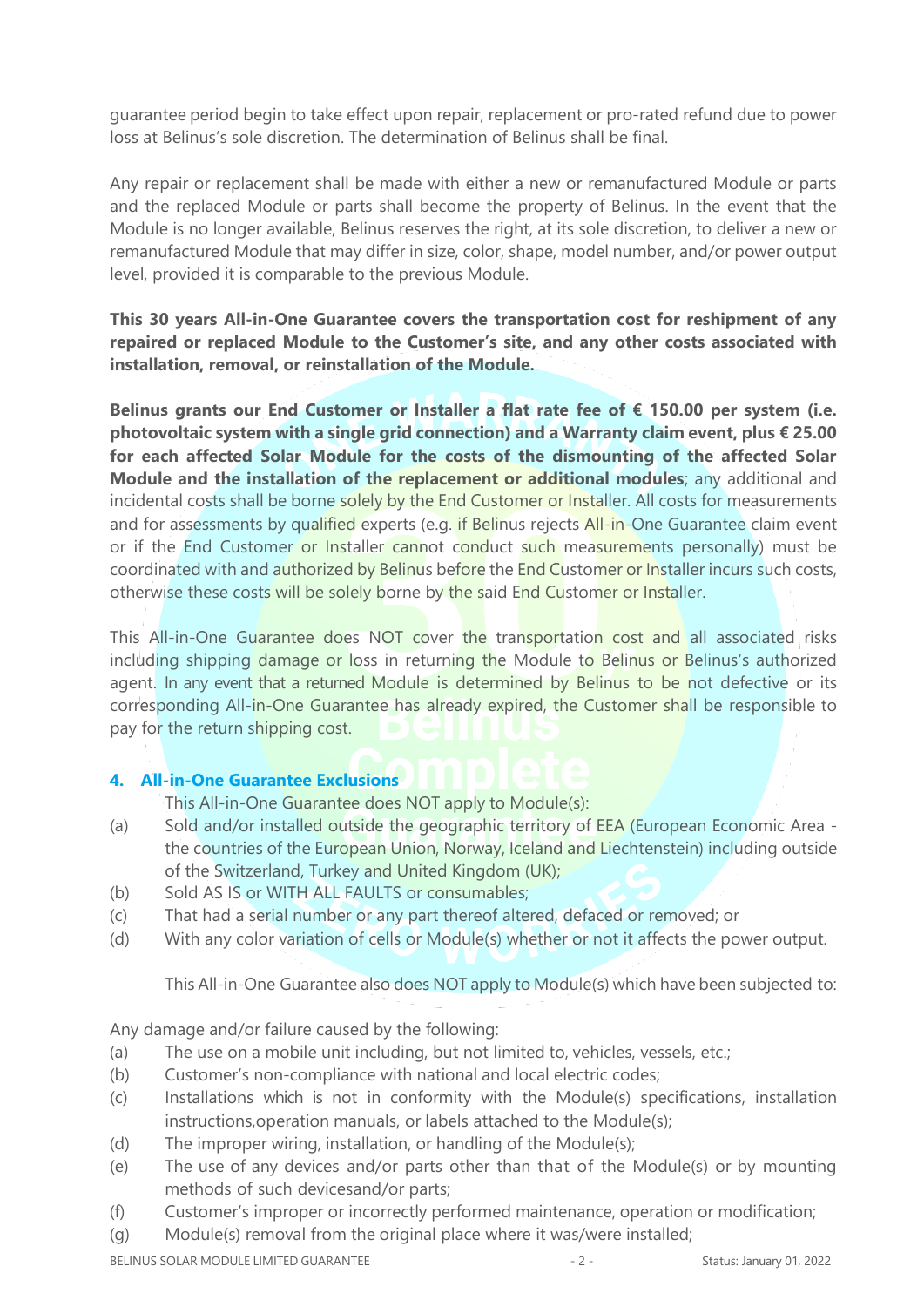guarantee period begin to take effect upon repair, replacement or pro-rated refund due to power loss at Belinus's sole discretion. The determination of Belinus shall be final.

Any repair or replacement shall be made with either a new or remanufactured Module or parts and the replaced Module or parts shall become the property of Belinus. In the event that the Module is no longer available, Belinus reserves the right, at its sole discretion, to deliver a new or remanufactured Module that may differ in size, color, shape, model number, and/or power output level, provided it is comparable to the previous Module.

**This 30 years All-in-One Guarantee covers the transportation cost for reshipment of any repaired or replaced Module to the Customer's site, and any other costs associated with installation, removal, or reinstallation of the Module.**

**Belinus grants our End Customer or Installer a flat rate fee of € 150.00 per system (i.e. photovoltaic system with a single grid connection) and a Warranty claim event, plus € 25.00 for each affected Solar Module for the costs of the dismounting of the affected Solar Module and the installation of the replacement or additional modules**; any additional and incidental costs shall be borne solely by the End Customer or Installer. All costs for measurements and for assessments by qualified experts (e.g. if Belinus rejects All-in-One Guarantee claim event or if the End Customer or Installer cannot conduct such measurements personally) must be coordinated with and authorized by Belinus before the End Customer or Installer incurs such costs, otherwise these costs will be solely borne by the said End Customer or Installer.

This All-in-One Guarantee does NOT cover the transportation cost and all associated risks including shipping damage or loss in returning the Module to Belinus or Belinus's authorized agent. In any event that a returned Module is determined by Belinus to be not defective or its corresponding All-in-One Guarantee has already expired, the Customer shall be responsible to pay for the return shipping cost.

## 4. All-in-One Guarantee Exclusions

This All-in-One Guarantee does NOT apply to Module(s):

(a) Sold and/or installed outside the geographic territory of EEA (European Economic Area - the countries of the European Union, Norway, Iceland and Liechtenstein) including outside of the Switzerland, Turkey and United Kingdom (UK);

(b) Sold AS IS or WITH ALL FAULTS or consumables;

(c) That had a serial number or any part thereof altered, defaced or removed; or

(d) With any color variation of cells or Module(s) whether or not it affects the power output.

This All-in-One Guarantee also does NOT apply to Module(s) which have been subjected to:

Any damage and/or failure caused by the following:

(a) The use on a mobile unit including, but not limited to, vehicles, vessels, etc.;

(b) Customer's non-compliance with national and local electric codes;

(c) Installations which is not in conformity with the Module(s) specifications, installation instructions,operation manuals, or labels attached to the Module(s);

(d) The improper wiring, installation, or handling of the Module(s);

(e) The use of any devices and/or parts other than that of the Module(s) or by mounting methods of such devicesand/or parts;

(f) Customer's improper or incorrectly performed maintenance, operation or modification;

(g) Module(s) removal from the original place where it was/were installed;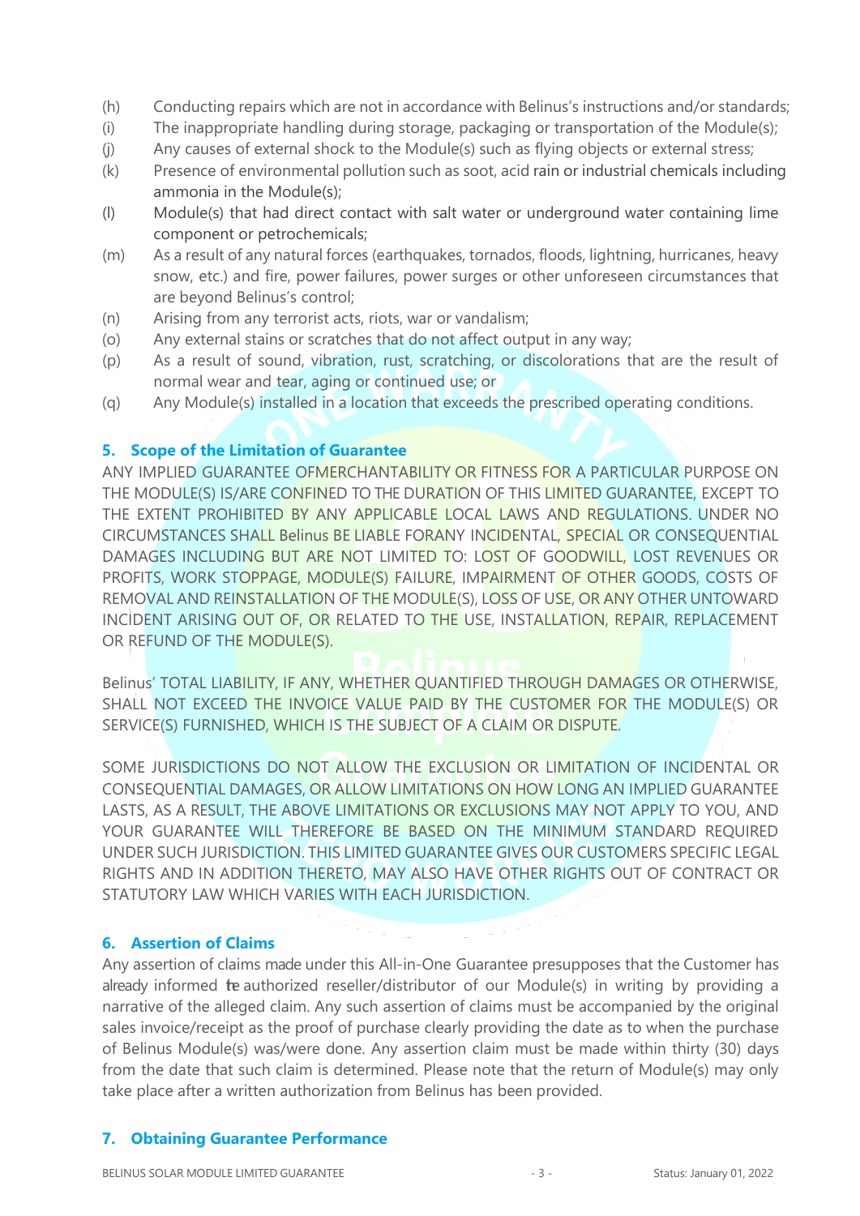(h) Conducting repairs which are not in accordance with Belinus's instructions and/or standards;
(i) The inappropriate handling during storage, packaging or transportation of the Module(s);
(j) Any causes of external shock to the Module(s) such as flying objects or external stress;
(k) Presence of environmental pollution such as soot, acid rain or industrial chemicals including ammonia in the Module(s);
(l) Module(s) that had direct contact with salt water or underground water containing lime component or petrochemicals;
(m) As a result of any natural forces (earthquakes, tornados, floods, lightning, hurricanes, heavy snow, etc.) and fire, power failures, power surges or other unforeseen circumstances that are beyond Belinus's control;
(n) Arising from any terrorist acts, riots, war or vandalism;
(o) Any external stains or scratches that do not affect output in any way;
(p) As a result of sound, vibration, rust, scratching, or discolorations that are the result of normal wear and tear, aging or continued use; or
(q) Any Module(s) installed in a location that exceeds the prescribed operating conditions.

## 5. Scope of the Limitation of Guarantee

ANY IMPLIED GUARANTEE OFMERCHANTABILITY OR FITNESS FOR A PARTICULAR PURPOSE ON THE MODULE(S) IS/ARE CONFINED TO THE DURATION OF THIS LIMITED GUARANTEE, EXCEPT TO THE EXTENT PROHIBITED BY ANY APPLICABLE LOCAL LAWS AND REGULATIONS. UNDER NO CIRCUMSTANCES SHALL Belinus BE LIABLE FORANY INCIDENTAL, SPECIAL OR CONSEQUENTIAL DAMAGES INCLUDING BUT ARE NOT LIMITED TO: LOST OF GOODWILL, LOST REVENUES OR PROFITS, WORK STOPPAGE, MODULE(S) FAILURE, IMPAIRMENT OF OTHER GOODS, COSTS OF REMOVAL AND REINSTALLATION OF THE MODULE(S), LOSS OF USE, OR ANY OTHER UNTOWARD INCIDENT ARISING OUT OF, OR RELATED TO THE USE, INSTALLATION, REPAIR, REPLACEMENT OR REFUND OF THE MODULE(S).

Belinus' TOTAL LIABILITY, IF ANY, WHETHER QUANTIFIED THROUGH DAMAGES OR OTHERWISE, SHALL NOT EXCEED THE INVOICE VALUE PAID BY THE CUSTOMER FOR THE MODULE(S) OR SERVICE(S) FURNISHED, WHICH IS THE SUBJECT OF A CLAIM OR DISPUTE.

SOME JURISDICTIONS DO NOT ALLOW THE EXCLUSION OR LIMITATION OF INCIDENTAL OR CONSEQUENTIAL DAMAGES, OR ALLOW LIMITATIONS ON HOW LONG AN IMPLIED GUARANTEE LASTS, AS A RESULT, THE ABOVE LIMITATIONS OR EXCLUSIONS MAY NOT APPLY TO YOU, AND YOUR GUARANTEE WILL THEREFORE BE BASED ON THE MINIMUM STANDARD REQUIRED UNDER SUCH JURISDICTION. THIS LIMITED GUARANTEE GIVES OUR CUSTOMERS SPECIFIC LEGAL RIGHTS AND IN ADDITION THERETO, MAY ALSO HAVE OTHER RIGHTS OUT OF CONTRACT OR STATUTORY LAW WHICH VARIES WITH EACH JURISDICTION.

## 6. Assertion of Claims

Any assertion of claims made under this All-in-One Guarantee presupposes that the Customer has already informed the authorized reseller/distributor of our Module(s) in writing by providing a narrative of the alleged claim. Any such assertion of claims must be accompanied by the original sales invoice/receipt as the proof of purchase clearly providing the date as to when the purchase of Belinus Module(s) was/were done. Any assertion claim must be made within thirty (30) days from the date that such claim is determined. Please note that the return of Module(s) may only take place after a written authorization from Belinus has been provided.

## 7. Obtaining Guarantee Performance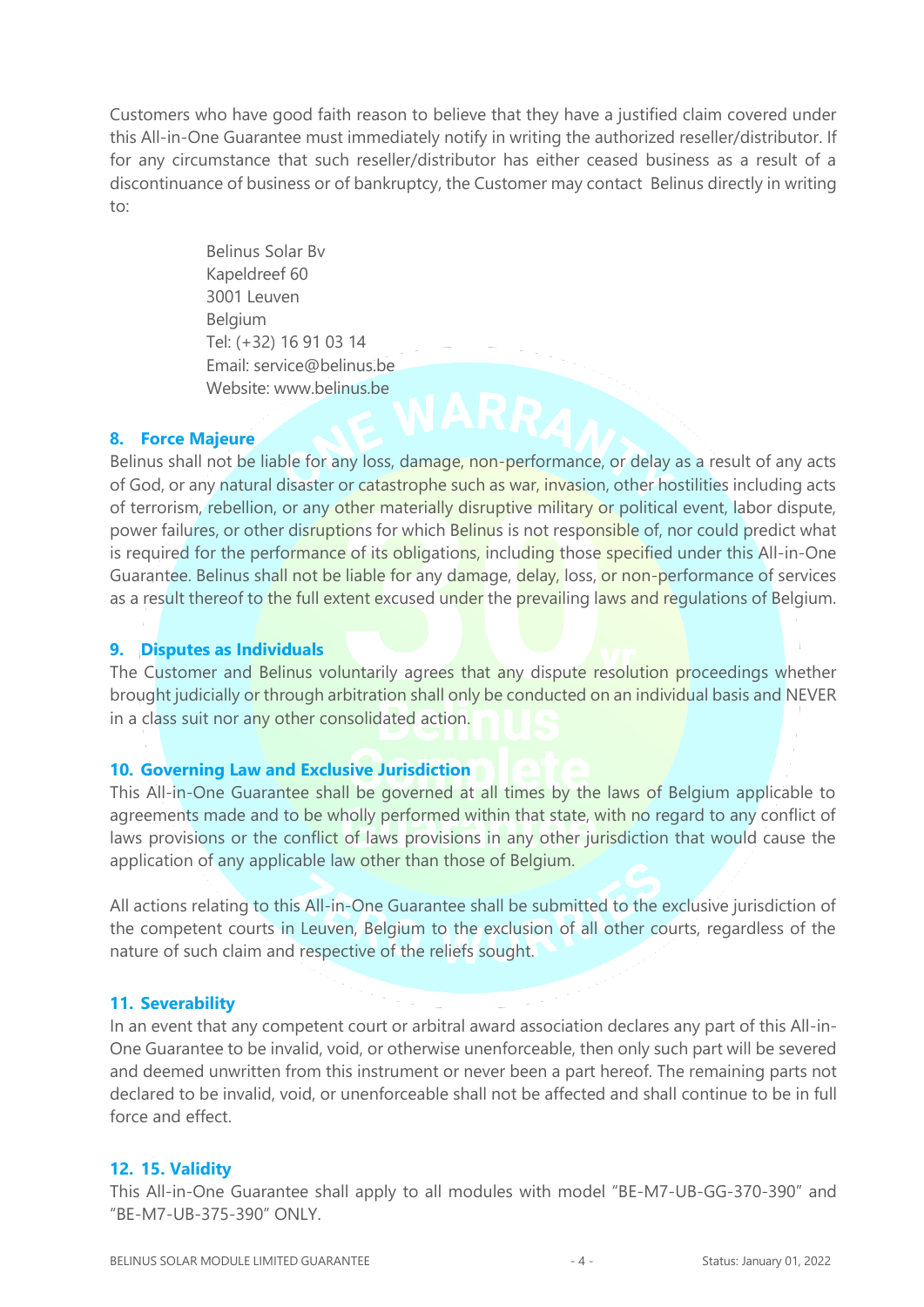Customers who have good faith reason to believe that they have a justified claim covered under this All-in-One Guarantee must immediately notify in writing the authorized reseller/distributor. If for any circumstance that such reseller/distributor has either ceased business as a result of a discontinuance of business or of bankruptcy, the Customer may contact Belinus directly in writing to:

> Belinus Solar Bv
> Kapeldreef 60
> 3001 Leuven
> Belgium
> Tel: (+32) 16 91 03 14
> Email: service@belinus.be
> Website: www.belinus.be

## 8. Force Majeure

Belinus shall not be liable for any loss, damage, non-performance, or delay as a result of any acts of God, or any natural disaster or catastrophe such as war, invasion, other hostilities including acts of terrorism, rebellion, or any other materially disruptive military or political event, labor dispute, power failures, or other disruptions for which Belinus is not responsible of, nor could predict what is required for the performance of its obligations, including those specified under this All-in-One Guarantee. Belinus shall not be liable for any damage, delay, loss, or non-performance of services as a result thereof to the full extent excused under the prevailing laws and regulations of Belgium.

## 9. Disputes as Individuals

The Customer and Belinus voluntarily agrees that any dispute resolution proceedings whether brought judicially or through arbitration shall only be conducted on an individual basis and NEVER in a class suit nor any other consolidated action.

## 10. Governing Law and Exclusive Jurisdiction

This All-in-One Guarantee shall be governed at all times by the laws of Belgium applicable to agreements made and to be wholly performed within that state, with no regard to any conflict of laws provisions or the conflict of laws provisions in any other jurisdiction that would cause the application of any applicable law other than those of Belgium.

All actions relating to this All-in-One Guarantee shall be submitted to the exclusive jurisdiction of the competent courts in Leuven, Belgium to the exclusion of all other courts, regardless of the nature of such claim and respective of the reliefs sought.

## 11. Severability

In an event that any competent court or arbitral award association declares any part of this All-in-One Guarantee to be invalid, void, or otherwise unenforceable, then only such part will be severed and deemed unwritten from this instrument or never been a part hereof. The remaining parts not declared to be invalid, void, or unenforceable shall not be affected and shall continue to be in full force and effect.

## 12. 15. Validity

This All-in-One Guarantee shall apply to all modules with model "BE-M7-UB-GG-370-390" and "BE-M7-UB-375-390" ONLY.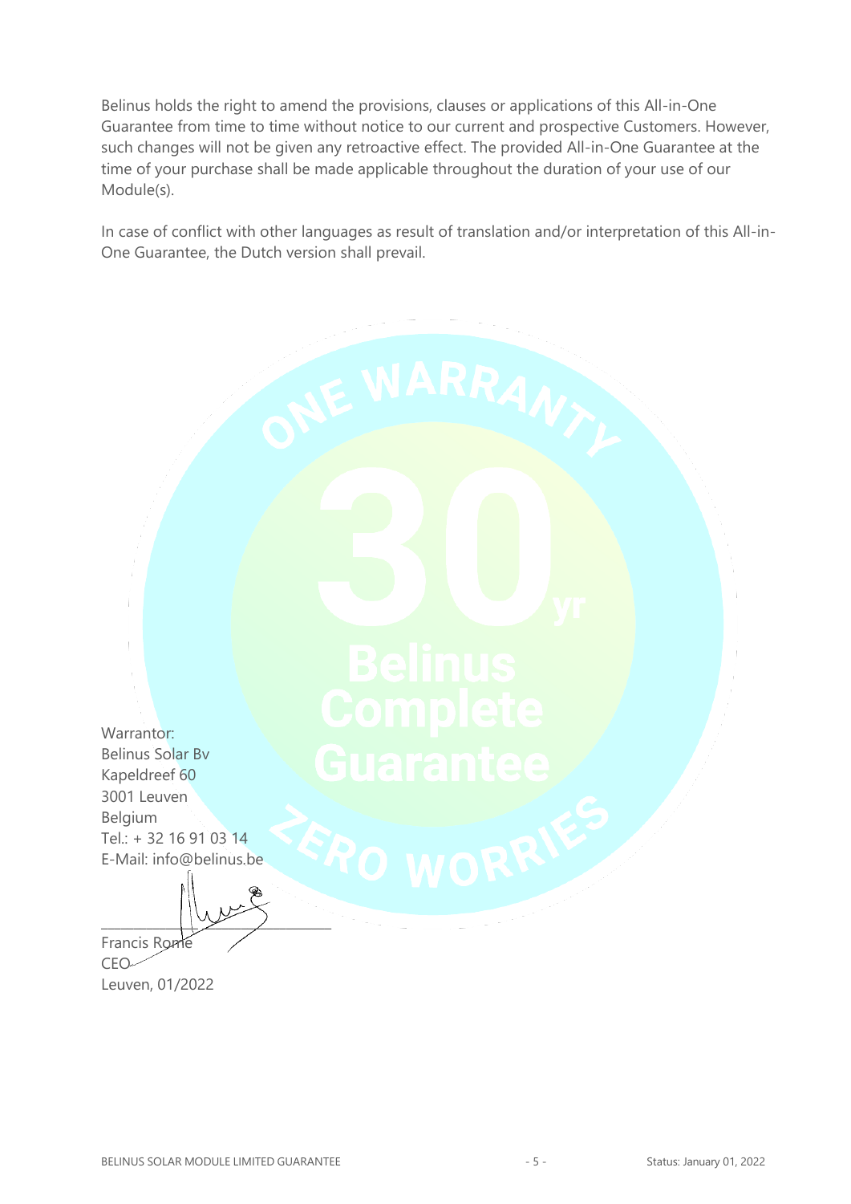Belinus holds the right to amend the provisions, clauses or applications of this All-in-One Guarantee from time to time without notice to our current and prospective Customers. However, such changes will not be given any retroactive effect. The provided All-in-One Guarantee at the time of your purchase shall be made applicable throughout the duration of your use of our Module(s).

In case of conflict with other languages as result of translation and/or interpretation of this All-in-One Guarantee, the Dutch version shall prevail.

ONE WARRANTY

30 yr

Belinus Complete Guarantee

ZERO WORRIES

Warrantor:
Belinus Solar Bv
Kapeldreef 60
3001 Leuven
Belgium
Tel.: + 32 16 91 03 14
E-Mail: info@belinus.be

\_\_\_\_\_\_\_\_\_\_\_\_\_\_\_\_\_\_\_\_\_\_\_\_\_\_\_\_

Francis Rome
CEO
Leuven, 01/2022